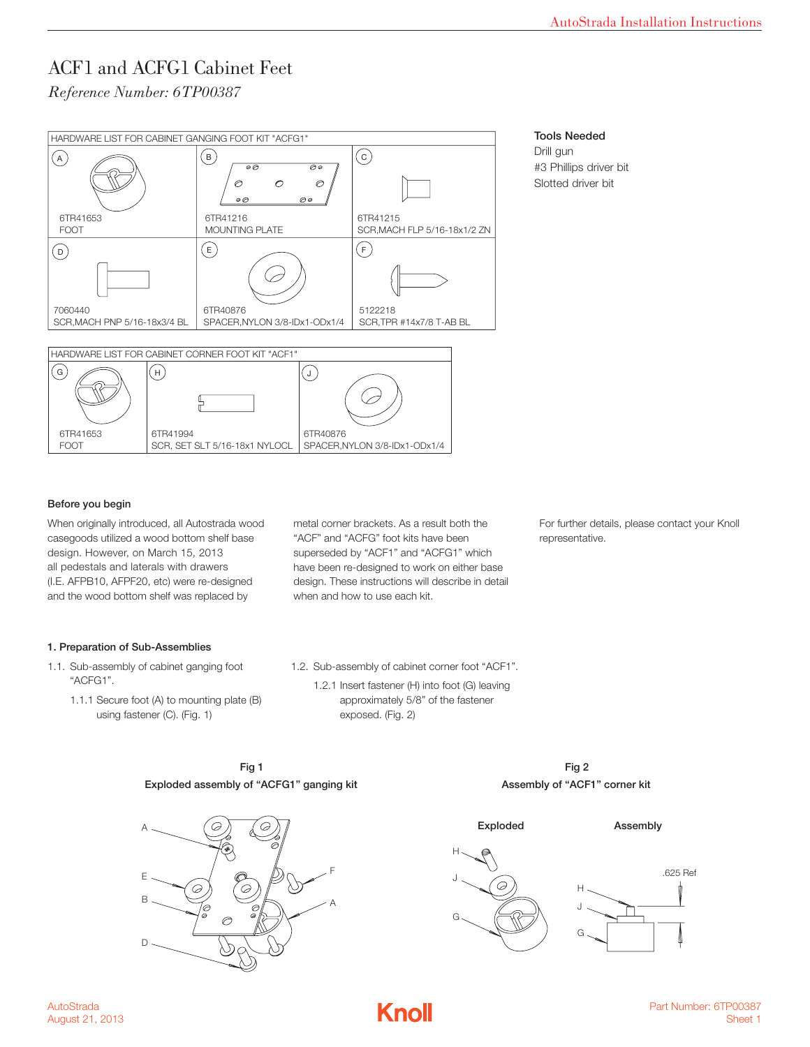# ACF1 and ACFG1 Cabinet Feet

*Reference Number: 6TP00387*

| HARDWARE LIST FOR CABINET GANGING FOOT KIT "ACFG1" | | |
|---|---|---|
| A<br>6TR41653<br>FOOT | B<br>6TR41216<br>MOUNTING PLATE | C<br>6TR41215<br>SCR,MACH FLP 5/16-18x1/2 ZN |
| D<br>7060440<br>SCR,MACH PNP 5/16-18x3/4 BL | E<br>6TR40876<br>SPACER,NYLON 3/8-IDx1-ODx1/4 | F<br>5122218<br>SCR,TPR #14x7/8 T-AB BL |

| HARDWARE LIST FOR CABINET CORNER FOOT KIT "ACF1" | | |
|---|---|---|
| G<br>6TR41653<br>FOOT | H<br>6TR41994<br>SCR, SET SLT 5/16-18x1 NYLOCL | J<br>6TR40876<br>SPACER,NYLON 3/8-IDx1-ODx1/4 |

**Tools Needed**

Drill gun
#3 Phillips driver bit
Slotted driver bit

**Before you begin**

When originally introduced, all Autostrada wood casegoods utilized a wood bottom shelf base design. However, on March 15, 2013 all pedestals and laterals with drawers (I.E. AFPB10, AFPF20, etc) were re-designed and the wood bottom shelf was replaced by metal corner brackets. As a result both the "ACF" and "ACFG" foot kits have been superseded by "ACF1" and "ACFG1" which have been re-designed to work on either base design. These instructions will describe in detail when and how to use each kit.

For further details, please contact your Knoll representative.

**1. Preparation of Sub-Assemblies**

1.1. Sub-assembly of cabinet ganging foot "ACFG1".

1.1.1 Secure foot (A) to mounting plate (B) using fastener (C). (Fig. 1)

1.2. Sub-assembly of cabinet corner foot "ACF1".

1.2.1 Insert fastener (H) into foot (G) leaving approximately 5/8" of the fastener exposed. (Fig. 2)

**Fig 1**
**Exploded assembly of "ACFG1" ganging kit**

**Fig 2**
**Assembly of "ACF1" corner kit**

Exploded — Assembly — .625 Ref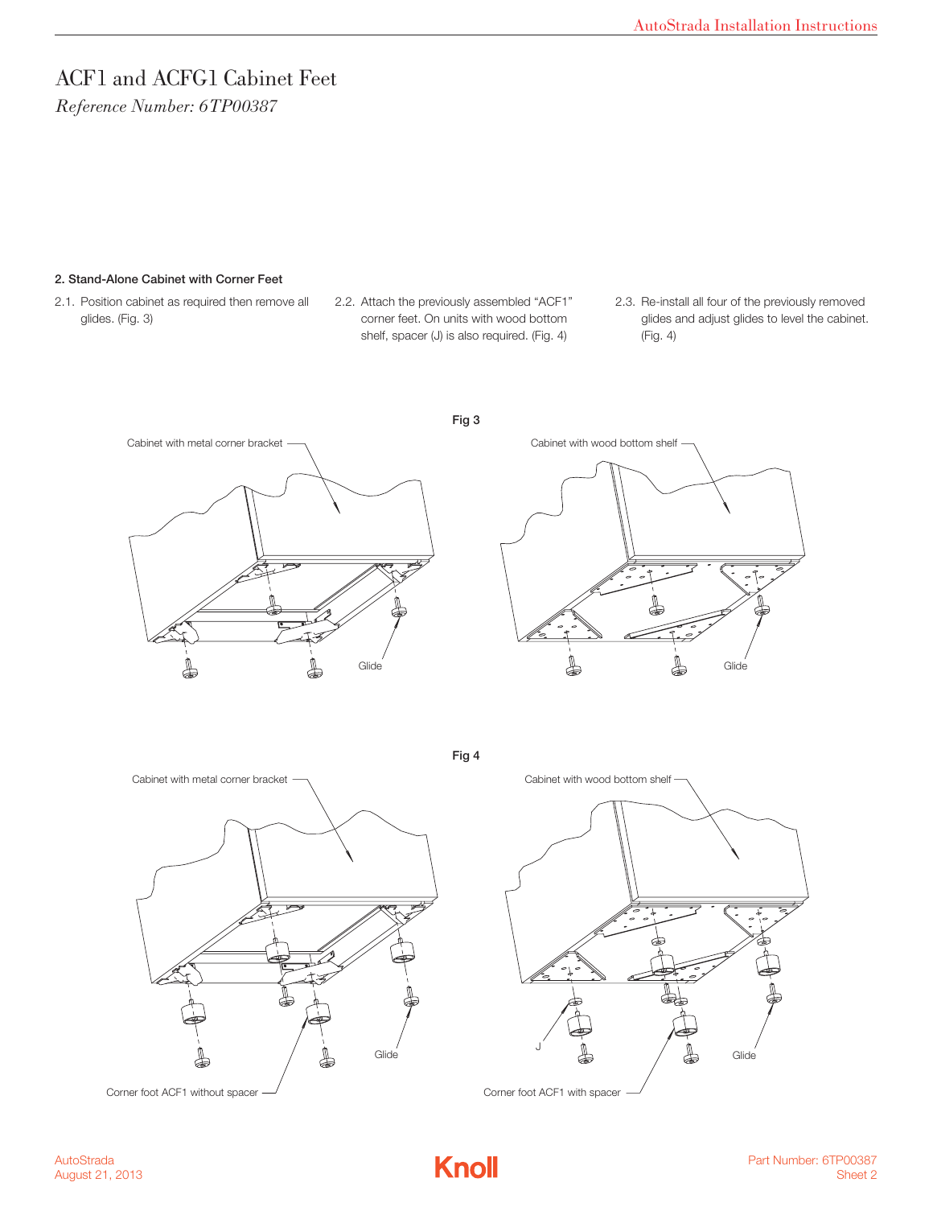# ACF1 and ACFG1 Cabinet Feet

*Reference Number: 6TP00387*

**2. Stand-Alone Cabinet with Corner Feet**

2.1. Position cabinet as required then remove all glides. (Fig. 3)

2.2. Attach the previously assembled “ACF1” corner feet. On units with wood bottom shelf, spacer (J) is also required. (Fig. 4)

2.3. Re-install all four of the previously removed glides and adjust glides to level the cabinet. (Fig. 4)

Fig 3

Cabinet with metal corner bracket

Glide

Cabinet with wood bottom shelf

Glide

Fig 4

Cabinet with metal corner bracket

Glide

Corner foot ACF1 without spacer

Cabinet with wood bottom shelf

J

Glide

Corner foot ACF1 with spacer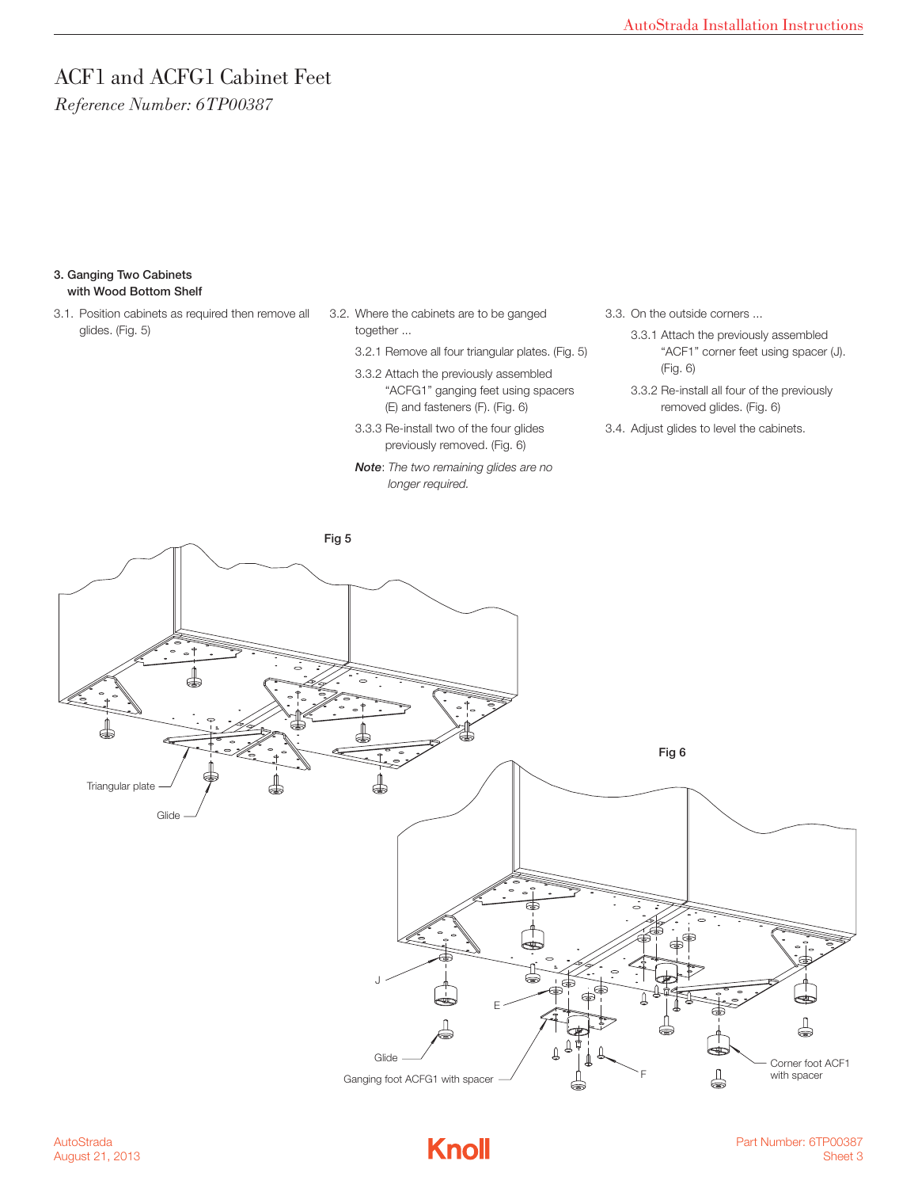# ACF1 and ACFG1 Cabinet Feet

*Reference Number: 6TP00387*

### 3. Ganging Two Cabinets with Wood Bottom Shelf

3.1. Position cabinets as required then remove all glides. (Fig. 5)

3.2. Where the cabinets are to be ganged together ...

3.2.1 Remove all four triangular plates. (Fig. 5)

3.3.2 Attach the previously assembled "ACFG1" ganging feet using spacers (E) and fasteners (F). (Fig. 6)

3.3.3 Re-install two of the four glides previously removed. (Fig. 6)

***Note***: *The two remaining glides are no longer required.*

3.3. On the outside corners ...

3.3.1 Attach the previously assembled "ACF1" corner feet using spacer (J). (Fig. 6)

3.3.2 Re-install all four of the previously removed glides. (Fig. 6)

3.4. Adjust glides to level the cabinets.

**Fig 5**

Triangular plate

Glide

**Fig 6**

J

E

Glide

Ganging foot ACFG1 with spacer

F

Corner foot ACF1 with spacer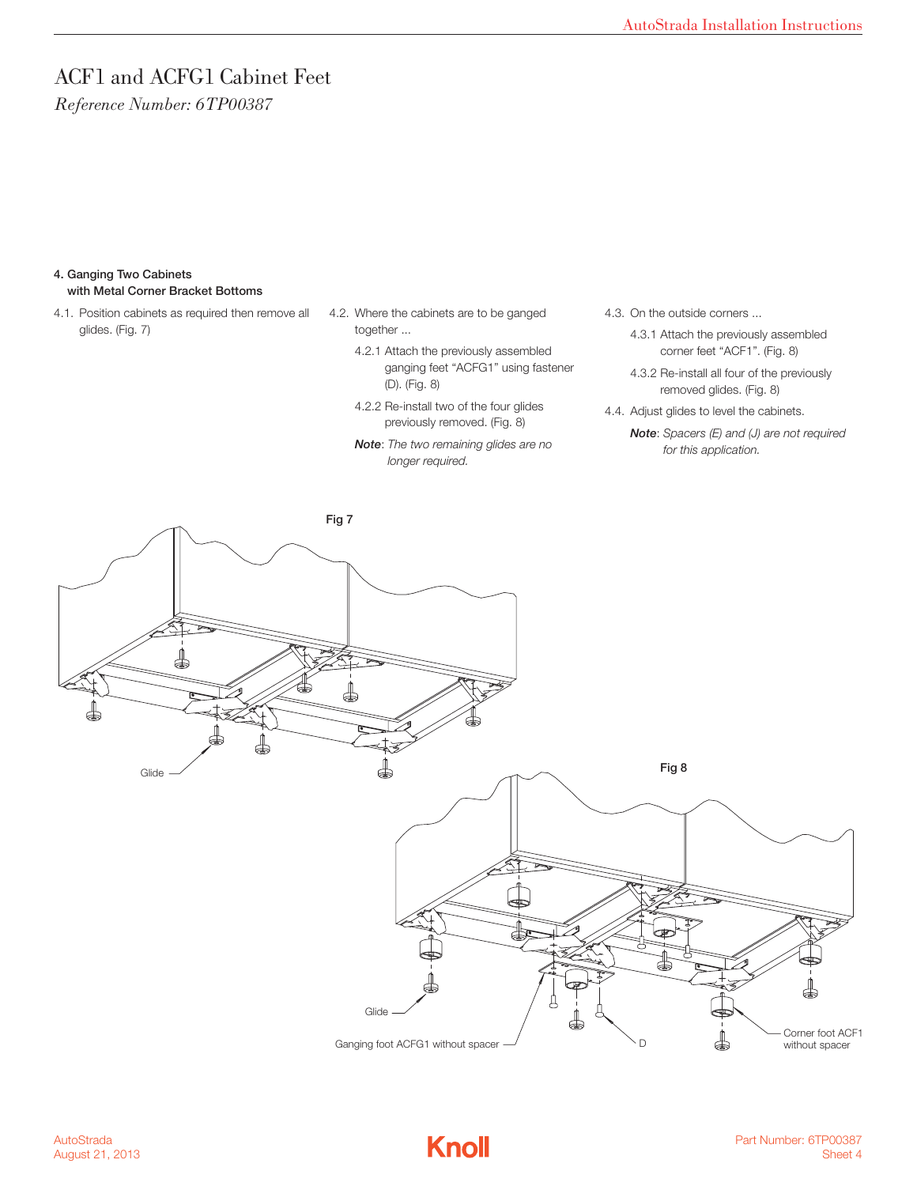# ACF1 and ACFG1 Cabinet Feet

*Reference Number: 6TP00387*

**4. Ganging Two Cabinets with Metal Corner Bracket Bottoms**

4.1. Position cabinets as required then remove all glides. (Fig. 7)

4.2. Where the cabinets are to be ganged together ...

4.2.1 Attach the previously assembled ganging feet “ACFG1” using fastener (D). (Fig. 8)

4.2.2 Re-install two of the four glides previously removed. (Fig. 8)

***Note**: The two remaining glides are no longer required.*

4.3. On the outside corners ...

4.3.1 Attach the previously assembled corner feet “ACF1”. (Fig. 8)

4.3.2 Re-install all four of the previously removed glides. (Fig. 8)

4.4. Adjust glides to level the cabinets.

***Note**: Spacers (E) and (J) are not required for this application.*

Fig 7

Glide

Fig 8

Glide

Ganging foot ACFG1 without spacer

D

Corner foot ACF1 without spacer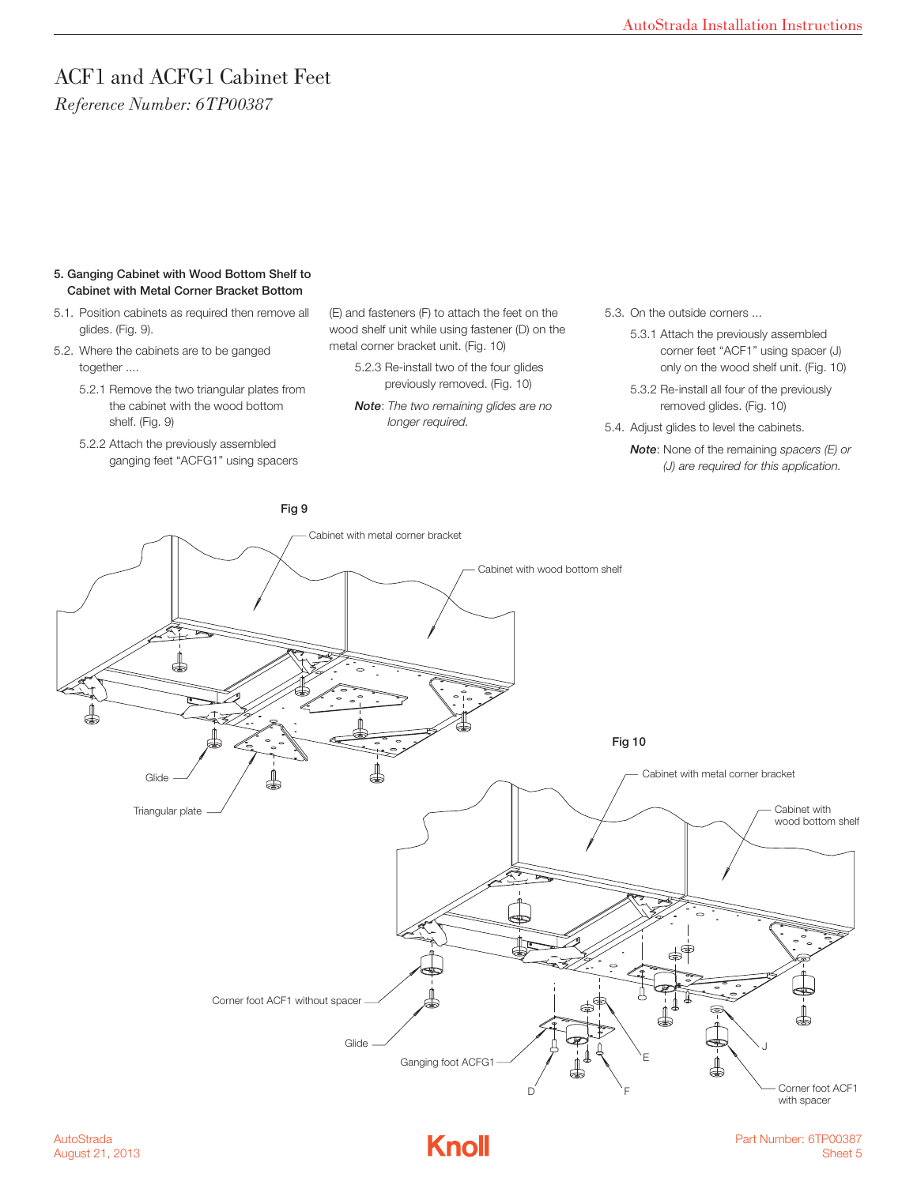# ACF1 and ACFG1 Cabinet Feet

*Reference Number: 6TP00387*

**5. Ganging Cabinet with Wood Bottom Shelf to Cabinet with Metal Corner Bracket Bottom**

5.1. Position cabinets as required then remove all glides. (Fig. 9).

5.2. Where the cabinets are to be ganged together ....

5.2.1 Remove the two triangular plates from the cabinet with the wood bottom shelf. (Fig. 9)

5.2.2 Attach the previously assembled ganging feet “ACFG1” using spacers (E) and fasteners (F) to attach the feet on the wood shelf unit while using fastener (D) on the metal corner bracket unit. (Fig. 10)

5.2.3 Re-install two of the four glides previously removed. (Fig. 10)

***Note****: The two remaining glides are no longer required.*

5.3. On the outside corners ...

5.3.1 Attach the previously assembled corner feet “ACF1” using spacer (J) only on the wood shelf unit. (Fig. 10)

5.3.2 Re-install all four of the previously removed glides. (Fig. 10)

5.4. Adjust glides to level the cabinets.

***Note***: None of the remaining *spacers (E) or (J) are required for this application.*

Fig 9

Cabinet with metal corner bracket

Cabinet with wood bottom shelf

Glide

Triangular plate

Fig 10

Cabinet with metal corner bracket

Cabinet with wood bottom shelf

Corner foot ACF1 without spacer

Glide

Ganging foot ACFG1

D

E

F

J

Corner foot ACF1 with spacer